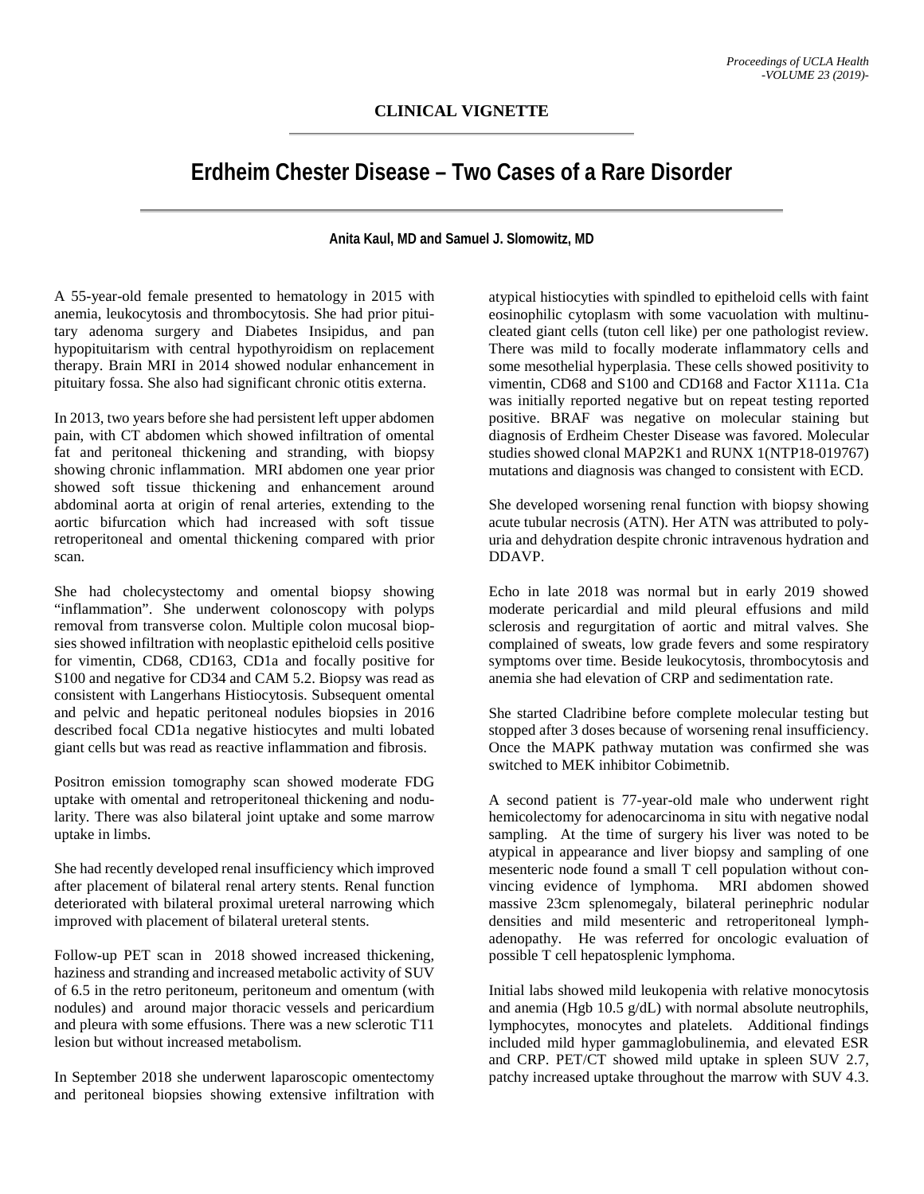**CLINICAL VIGNETTE**

# Erdheim Chester Disease – Two Cases of a Rare Disorder

**Anita Kaul, MD and Samuel J. Slomowitz, MD**

A 55-year-old female presented to hematology in 2015 with anemia, leukocytosis and thrombocytosis. She had prior pituitary adenoma surgery and Diabetes Insipidus, and pan hypopituitarism with central hypothyroidism on replacement therapy. Brain MRI in 2014 showed nodular enhancement in pituitary fossa. She also had significant chronic otitis externa.

In 2013, two years before she had persistent left upper abdomen pain, with CT abdomen which showed infiltration of omental fat and peritoneal thickening and stranding, with biopsy showing chronic inflammation. MRI abdomen one year prior showed soft tissue thickening and enhancement around abdominal aorta at origin of renal arteries, extending to the aortic bifurcation which had increased with soft tissue retroperitoneal and omental thickening compared with prior scan.

She had cholecystectomy and omental biopsy showing "inflammation". She underwent colonoscopy with polyps removal from transverse colon. Multiple colon mucosal biopsies showed infiltration with neoplastic epitheloid cells positive for vimentin, CD68, CD163, CD1a and focally positive for S100 and negative for CD34 and CAM 5.2. Biopsy was read as consistent with Langerhans Histiocytosis. Subsequent omental and pelvic and hepatic peritoneal nodules biopsies in 2016 described focal CD1a negative histiocytes and multi lobated giant cells but was read as reactive inflammation and fibrosis.

Positron emission tomography scan showed moderate FDG uptake with omental and retroperitoneal thickening and nodularity. There was also bilateral joint uptake and some marrow uptake in limbs.

She had recently developed renal insufficiency which improved after placement of bilateral renal artery stents. Renal function deteriorated with bilateral proximal ureteral narrowing which improved with placement of bilateral ureteral stents.

Follow-up PET scan in 2018 showed increased thickening, haziness and stranding and increased metabolic activity of SUV of 6.5 in the retro peritoneum, peritoneum and omentum (with nodules) and around major thoracic vessels and pericardium and pleura with some effusions. There was a new sclerotic T11 lesion but without increased metabolism.

In September 2018 she underwent laparoscopic omentectomy and peritoneal biopsies showing extensive infiltration with atypical histiocyties with spindled to epitheloid cells with faint eosinophilic cytoplasm with some vacuolation with multinucleated giant cells (tuton cell like) per one pathologist review. There was mild to focally moderate inflammatory cells and some mesothelial hyperplasia. These cells showed positivity to vimentin, CD68 and S100 and CD168 and Factor X111a. C1a was initially reported negative but on repeat testing reported positive. BRAF was negative on molecular staining but diagnosis of Erdheim Chester Disease was favored. Molecular studies showed clonal MAP2K1 and RUNX 1(NTP18-019767) mutations and diagnosis was changed to consistent with ECD.

She developed worsening renal function with biopsy showing acute tubular necrosis (ATN). Her ATN was attributed to polyuria and dehydration despite chronic intravenous hydration and DDAVP.

Echo in late 2018 was normal but in early 2019 showed moderate pericardial and mild pleural effusions and mild sclerosis and regurgitation of aortic and mitral valves. She complained of sweats, low grade fevers and some respiratory symptoms over time. Beside leukocytosis, thrombocytosis and anemia she had elevation of CRP and sedimentation rate.

She started Cladribine before complete molecular testing but stopped after 3 doses because of worsening renal insufficiency. Once the MAPK pathway mutation was confirmed she was switched to MEK inhibitor Cobimetnib.

A second patient is 77-year-old male who underwent right hemicolectomy for adenocarcinoma in situ with negative nodal sampling. At the time of surgery his liver was noted to be atypical in appearance and liver biopsy and sampling of one mesenteric node found a small T cell population without convincing evidence of lymphoma. MRI abdomen showed massive 23cm splenomegaly, bilateral perinephric nodular densities and mild mesenteric and retroperitoneal lymphadenopathy. He was referred for oncologic evaluation of possible T cell hepatosplenic lymphoma.

Initial labs showed mild leukopenia with relative monocytosis and anemia (Hgb 10.5 g/dL) with normal absolute neutrophils, lymphocytes, monocytes and platelets. Additional findings included mild hyper gammaglobulinemia, and elevated ESR and CRP. PET/CT showed mild uptake in spleen SUV 2.7, patchy increased uptake throughout the marrow with SUV 4.3.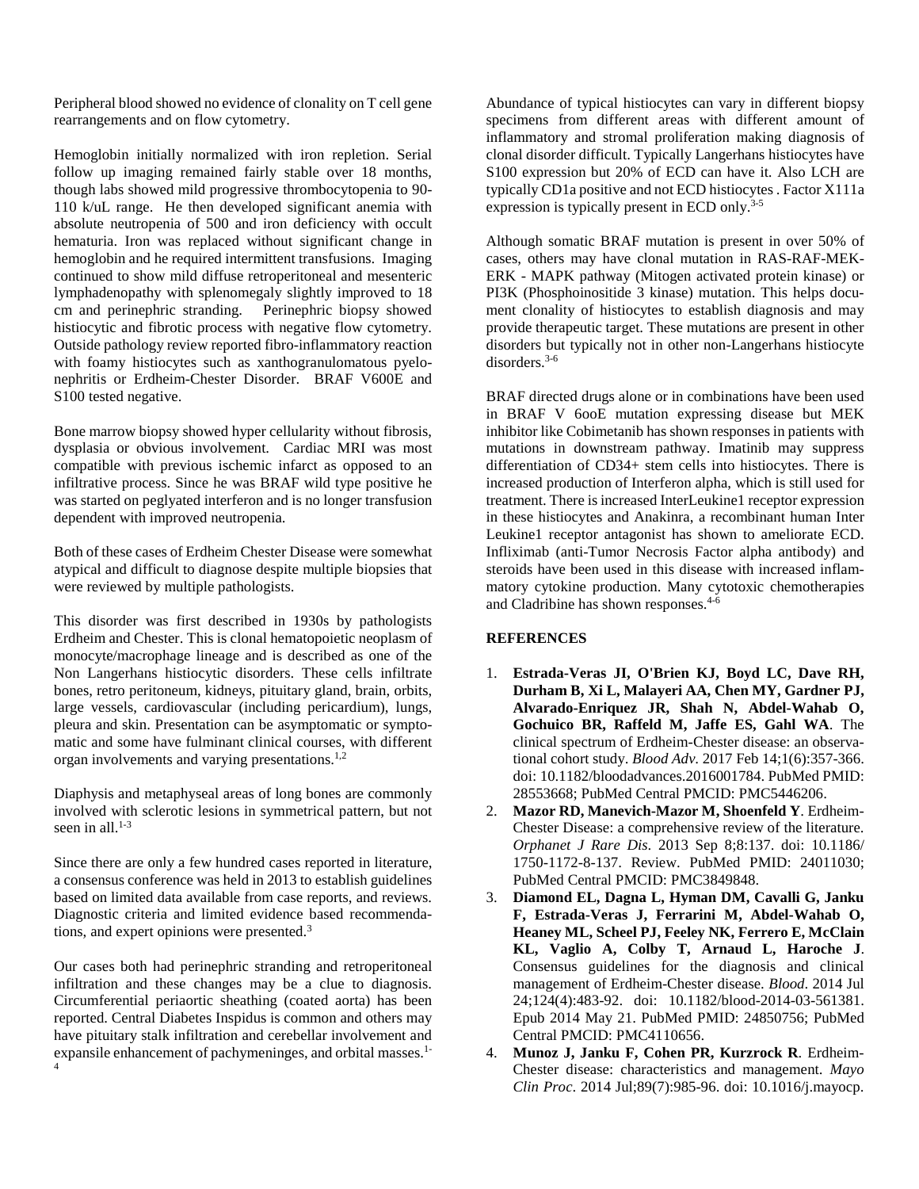Peripheral blood showed no evidence of clonality on T cell gene rearrangements and on flow cytometry.

Hemoglobin initially normalized with iron repletion. Serial follow up imaging remained fairly stable over 18 months, though labs showed mild progressive thrombocytopenia to 90-110 k/uL range. He then developed significant anemia with absolute neutropenia of 500 and iron deficiency with occult hematuria. Iron was replaced without significant change in hemoglobin and he required intermittent transfusions. Imaging continued to show mild diffuse retroperitoneal and mesenteric lymphadenopathy with splenomegaly slightly improved to 18 cm and perinephric stranding. Perinephric biopsy showed histiocytic and fibrotic process with negative flow cytometry. Outside pathology review reported fibro-inflammatory reaction with foamy histiocytes such as xanthogranulomatous pyelonephritis or Erdheim-Chester Disorder. BRAF V600E and S100 tested negative.

Bone marrow biopsy showed hyper cellularity without fibrosis, dysplasia or obvious involvement. Cardiac MRI was most compatible with previous ischemic infarct as opposed to an infiltrative process. Since he was BRAF wild type positive he was started on peglyated interferon and is no longer transfusion dependent with improved neutropenia.

Both of these cases of Erdheim Chester Disease were somewhat atypical and difficult to diagnose despite multiple biopsies that were reviewed by multiple pathologists.

This disorder was first described in 1930s by pathologists Erdheim and Chester. This is clonal hematopoietic neoplasm of monocyte/macrophage lineage and is described as one of the Non Langerhans histiocytic disorders. These cells infiltrate bones, retro peritoneum, kidneys, pituitary gland, brain, orbits, large vessels, cardiovascular (including pericardium), lungs, pleura and skin. Presentation can be asymptomatic or symptomatic and some have fulminant clinical courses, with different organ involvements and varying presentations.[1,2]

Diaphysis and metaphyseal areas of long bones are commonly involved with sclerotic lesions in symmetrical pattern, but not seen in all.[1-3]

Since there are only a few hundred cases reported in literature, a consensus conference was held in 2013 to establish guidelines based on limited data available from case reports, and reviews. Diagnostic criteria and limited evidence based recommendations, and expert opinions were presented.[3]

Our cases both had perinephric stranding and retroperitoneal infiltration and these changes may be a clue to diagnosis. Circumferential periaortic sheathing (coated aorta) has been reported. Central Diabetes Inspidus is common and others may have pituitary stalk infiltration and cerebellar involvement and expansile enhancement of pachymeninges, and orbital masses.[1-4]

Abundance of typical histiocytes can vary in different biopsy specimens from different areas with different amount of inflammatory and stromal proliferation making diagnosis of clonal disorder difficult. Typically Langerhans histiocytes have S100 expression but 20% of ECD can have it. Also LCH are typically CD1a positive and not ECD histiocytes . Factor X111a expression is typically present in ECD only.[3-5]

Although somatic BRAF mutation is present in over 50% of cases, others may have clonal mutation in RAS-RAF-MEK-ERK - MAPK pathway (Mitogen activated protein kinase) or PI3K (Phosphoinositide 3 kinase) mutation. This helps document clonality of histiocytes to establish diagnosis and may provide therapeutic target. These mutations are present in other disorders but typically not in other non-Langerhans histiocyte disorders.[3-6]

BRAF directed drugs alone or in combinations have been used in BRAF V 6ooE mutation expressing disease but MEK inhibitor like Cobimetanib has shown responses in patients with mutations in downstream pathway. Imatinib may suppress differentiation of CD34+ stem cells into histiocytes. There is increased production of Interferon alpha, which is still used for treatment. There is increased InterLeukine1 receptor expression in these histiocytes and Anakinra, a recombinant human Inter Leukine1 receptor antagonist has shown to ameliorate ECD. Infliximab (anti-Tumor Necrosis Factor alpha antibody) and steroids have been used in this disease with increased inflammatory cytokine production. Many cytotoxic chemotherapies and Cladribine has shown responses.[4-6]

## REFERENCES

1. **Estrada-Veras JI, O'Brien KJ, Boyd LC, Dave RH, Durham B, Xi L, Malayeri AA, Chen MY, Gardner PJ, Alvarado-Enriquez JR, Shah N, Abdel-Wahab O, Gochuico BR, Raffeld M, Jaffe ES, Gahl WA**. The clinical spectrum of Erdheim-Chester disease: an observational cohort study. *Blood Adv*. 2017 Feb 14;1(6):357-366. doi: 10.1182/bloodadvances.2016001784. PubMed PMID: 28553668; PubMed Central PMCID: PMC5446206.
2. **Mazor RD, Manevich-Mazor M, Shoenfeld Y**. Erdheim-Chester Disease: a comprehensive review of the literature. *Orphanet J Rare Dis*. 2013 Sep 8;8:137. doi: 10.1186/1750-1172-8-137. Review. PubMed PMID: 24011030; PubMed Central PMCID: PMC3849848.
3. **Diamond EL, Dagna L, Hyman DM, Cavalli G, Janku F, Estrada-Veras J, Ferrarini M, Abdel-Wahab O, Heaney ML, Scheel PJ, Feeley NK, Ferrero E, McClain KL, Vaglio A, Colby T, Arnaud L, Haroche J**. Consensus guidelines for the diagnosis and clinical management of Erdheim-Chester disease. *Blood*. 2014 Jul 24;124(4):483-92. doi: 10.1182/blood-2014-03-561381. Epub 2014 May 21. PubMed PMID: 24850756; PubMed Central PMCID: PMC4110656.
4. **Munoz J, Janku F, Cohen PR, Kurzrock R**. Erdheim-Chester disease: characteristics and management. *Mayo Clin Proc*. 2014 Jul;89(7):985-96. doi: 10.1016/j.mayocp.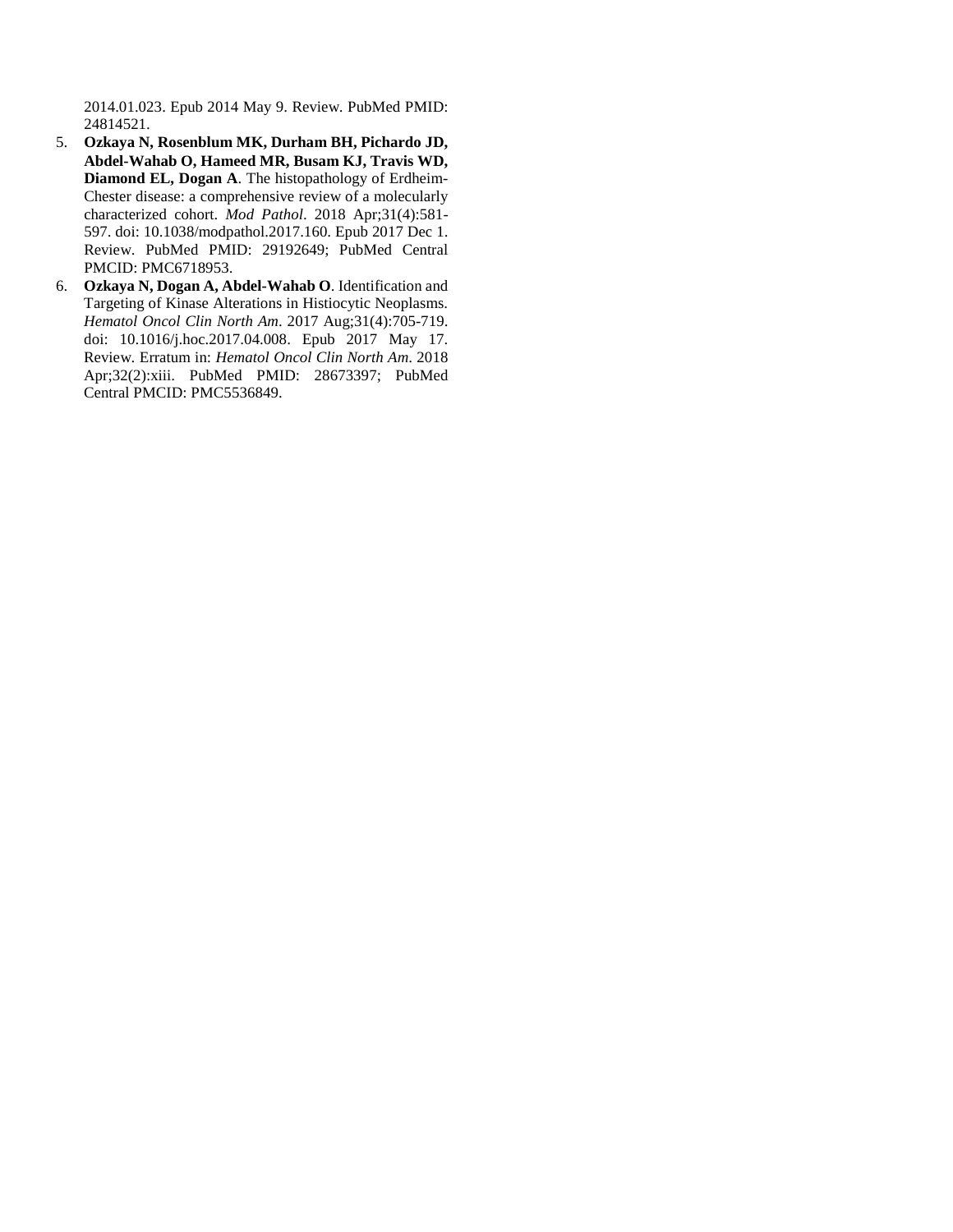2014.01.023. Epub 2014 May 9. Review. PubMed PMID: 24814521.

5. **Ozkaya N, Rosenblum MK, Durham BH, Pichardo JD, Abdel-Wahab O, Hameed MR, Busam KJ, Travis WD, Diamond EL, Dogan A**. The histopathology of Erdheim-Chester disease: a comprehensive review of a molecularly characterized cohort. *Mod Pathol*. 2018 Apr;31(4):581-597. doi: 10.1038/modpathol.2017.160. Epub 2017 Dec 1. Review. PubMed PMID: 29192649; PubMed Central PMCID: PMC6718953.
6. **Ozkaya N, Dogan A, Abdel-Wahab O**. Identification and Targeting of Kinase Alterations in Histiocytic Neoplasms. *Hematol Oncol Clin North Am*. 2017 Aug;31(4):705-719. doi: 10.1016/j.hoc.2017.04.008. Epub 2017 May 17. Review. Erratum in: *Hematol Oncol Clin North Am*. 2018 Apr;32(2):xiii. PubMed PMID: 28673397; PubMed Central PMCID: PMC5536849.